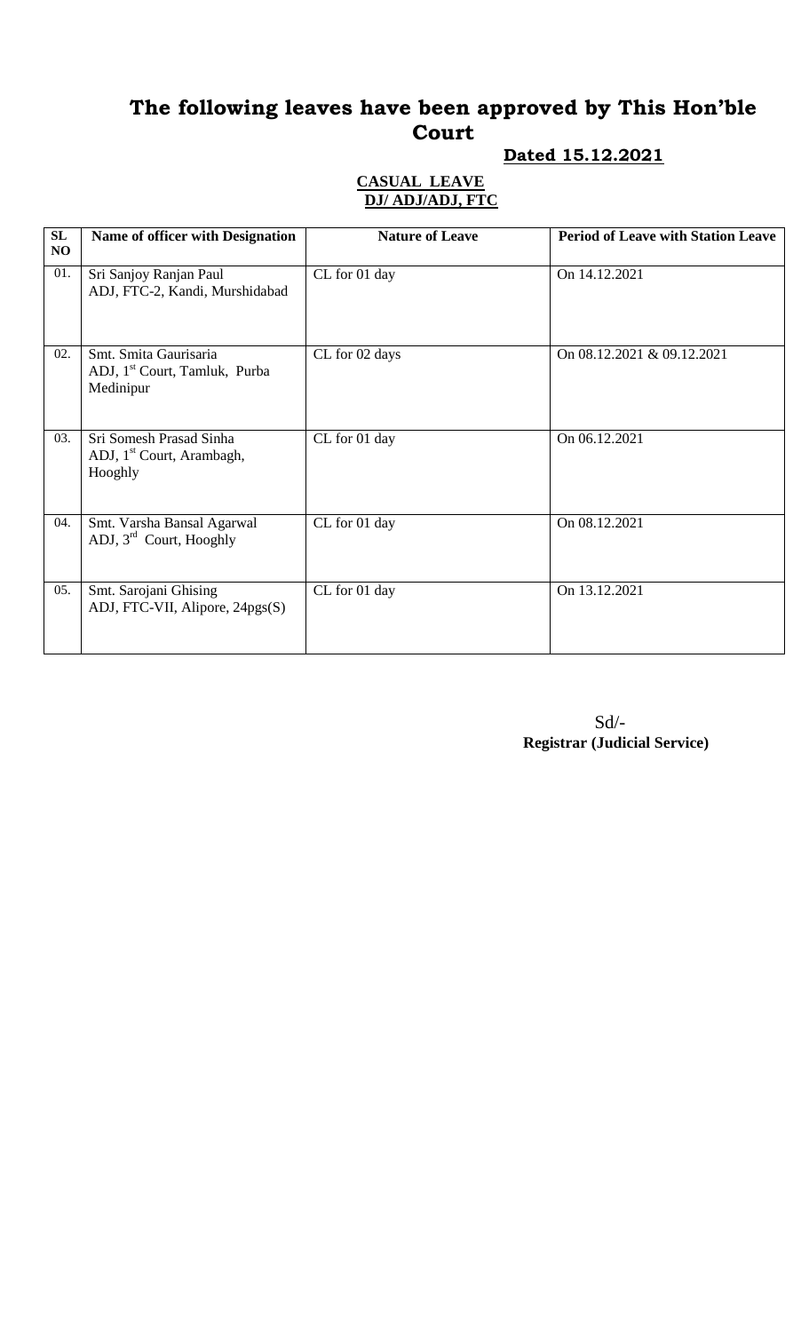# The following leaves have been approved by This Hon'ble Court

**Dated 15.12.2021**

**CASUAL LEAVE**
**DJ/ ADJ/ADJ, FTC**

| SL NO | Name of officer with Designation | Nature of Leave | Period of Leave with Station Leave |
|---|---|---|---|
| 01. | Sri Sanjoy Ranjan Paul<br>ADJ, FTC-2, Kandi, Murshidabad | CL for 01 day | On 14.12.2021 |
| 02. | Smt. Smita Gaurisaria<br>ADJ, 1st Court, Tamluk, Purba Medinipur | CL for 02 days | On 08.12.2021 & 09.12.2021 |
| 03. | Sri Somesh Prasad Sinha<br>ADJ, 1st Court, Arambagh, Hooghly | CL for 01 day | On 06.12.2021 |
| 04. | Smt. Varsha Bansal Agarwal<br>ADJ, 3rd Court, Hooghly | CL for 01 day | On 08.12.2021 |
| 05. | Smt. Sarojani Ghising<br>ADJ, FTC-VII, Alipore, 24pgs(S) | CL for 01 day | On 13.12.2021 |

Sd/-
**Registrar (Judicial Service)**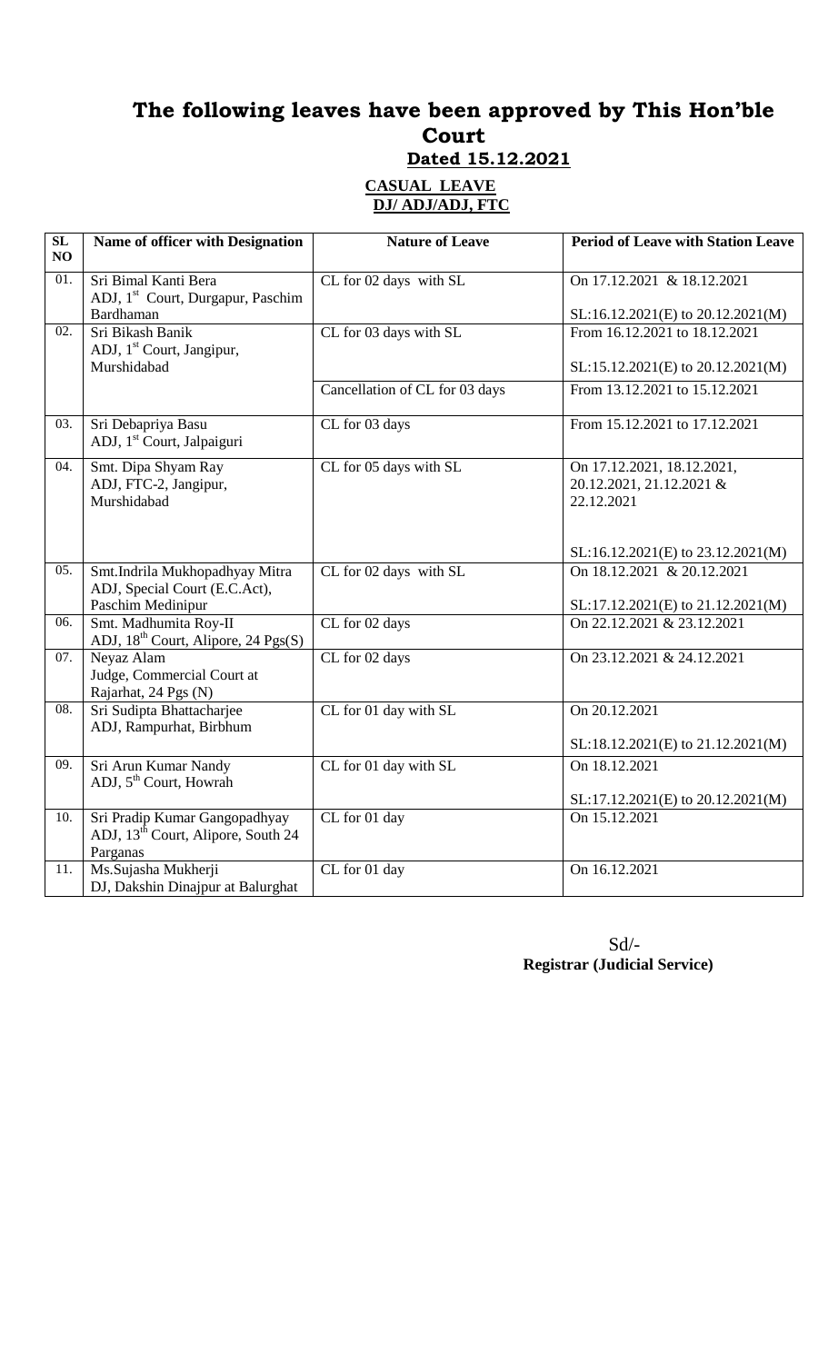# The following leaves have been approved by This Hon'ble Court

**Dated 15.12.2021**

**CASUAL LEAVE**

**DJ/ ADJ/ADJ, FTC**

| SL NO | Name of officer with Designation | Nature of Leave | Period of Leave with Station Leave |
|---|---|---|---|
| 01. | Sri Bimal Kanti Bera<br>ADJ, 1st Court, Durgapur, Paschim Bardhaman | CL for 02 days with SL | On 17.12.2021 & 18.12.2021<br><br>SL:16.12.2021(E) to 20.12.2021(M) |
| 02. | Sri Bikash Banik<br>ADJ, 1st Court, Jangipur, Murshidabad | CL for 03 days with SL | From 16.12.2021 to 18.12.2021<br><br>SL:15.12.2021(E) to 20.12.2021(M) |
| | | Cancellation of CL for 03 days | From 13.12.2021 to 15.12.2021 |
| 03. | Sri Debapriya Basu<br>ADJ, 1st Court, Jalpaiguri | CL for 03 days | From 15.12.2021 to 17.12.2021 |
| 04. | Smt. Dipa Shyam Ray<br>ADJ, FTC-2, Jangipur, Murshidabad | CL for 05 days with SL | On 17.12.2021, 18.12.2021, 20.12.2021, 21.12.2021 & 22.12.2021<br><br>SL:16.12.2021(E) to 23.12.2021(M) |
| 05. | Smt.Indrila Mukhopadhyay Mitra<br>ADJ, Special Court (E.C.Act), Paschim Medinipur | CL for 02 days with SL | On 18.12.2021 & 20.12.2021<br><br>SL:17.12.2021(E) to 21.12.2021(M) |
| 06. | Smt. Madhumita Roy-II<br>ADJ, 18th Court, Alipore, 24 Pgs(S) | CL for 02 days | On 22.12.2021 & 23.12.2021 |
| 07. | Neyaz Alam<br>Judge, Commercial Court at Rajarhat, 24 Pgs (N) | CL for 02 days | On 23.12.2021 & 24.12.2021 |
| 08. | Sri Sudipta Bhattacharjee<br>ADJ, Rampurhat, Birbhum | CL for 01 day with SL | On 20.12.2021<br><br>SL:18.12.2021(E) to 21.12.2021(M) |
| 09. | Sri Arun Kumar Nandy<br>ADJ, 5th Court, Howrah | CL for 01 day with SL | On 18.12.2021<br><br>SL:17.12.2021(E) to 20.12.2021(M) |
| 10. | Sri Pradip Kumar Gangopadhyay<br>ADJ, 13th Court, Alipore, South 24 Parganas | CL for 01 day | On 15.12.2021 |
| 11. | Ms.Sujasha Mukherji<br>DJ, Dakshin Dinajpur at Balurghat | CL for 01 day | On 16.12.2021 |

Sd/-

**Registrar (Judicial Service)**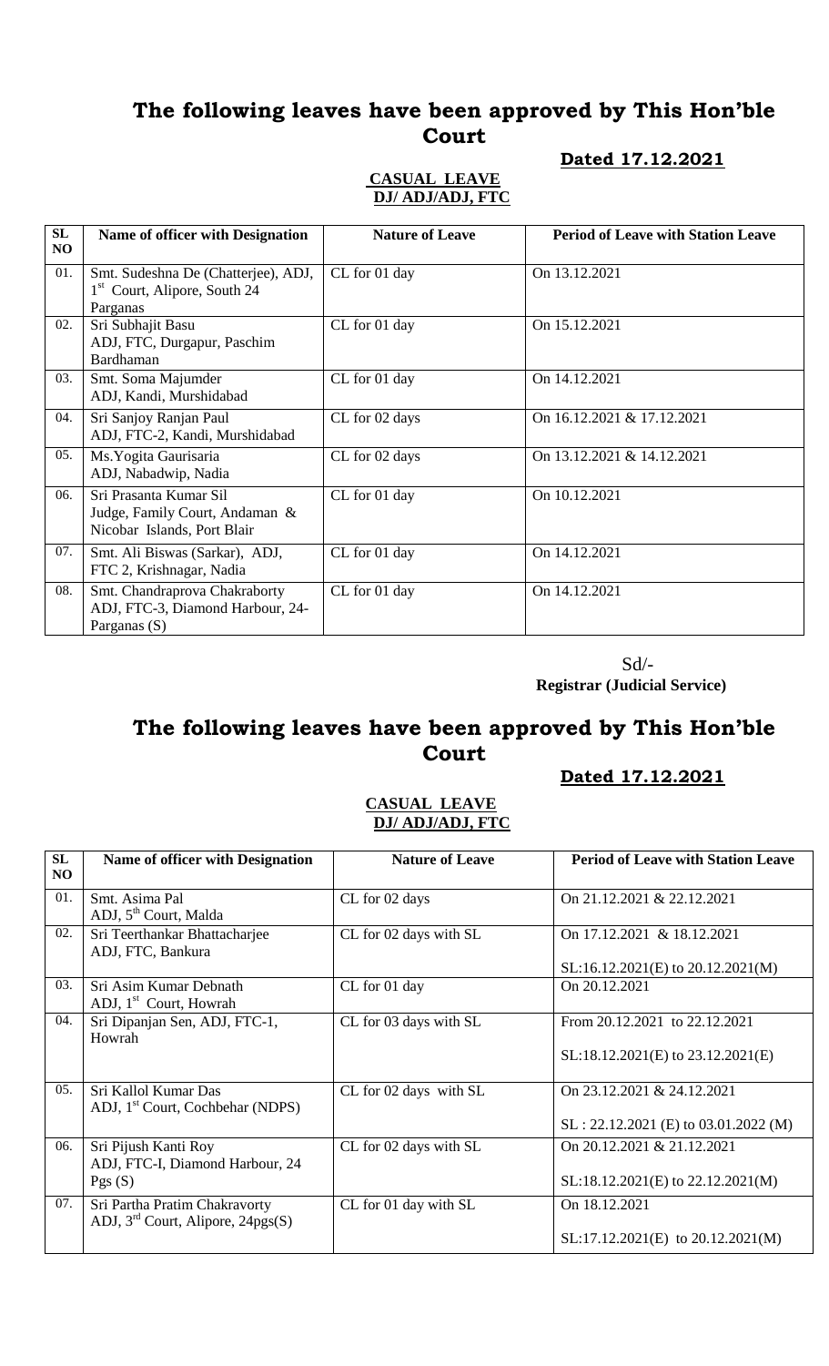# The following leaves have been approved by This Hon'ble Court

**Dated 17.12.2021**

**CASUAL LEAVE**
**DJ/ ADJ/ADJ, FTC**

| SL NO | Name of officer with Designation | Nature of Leave | Period of Leave with Station Leave |
|---|---|---|---|
| 01. | Smt. Sudeshna De (Chatterjee), ADJ, 1st Court, Alipore, South 24 Parganas | CL for 01 day | On 13.12.2021 |
| 02. | Sri Subhajit Basu ADJ, FTC, Durgapur, Paschim Bardhaman | CL for 01 day | On 15.12.2021 |
| 03. | Smt. Soma Majumder ADJ, Kandi, Murshidabad | CL for 01 day | On 14.12.2021 |
| 04. | Sri Sanjoy Ranjan Paul ADJ, FTC-2, Kandi, Murshidabad | CL for 02 days | On 16.12.2021 & 17.12.2021 |
| 05. | Ms.Yogita Gaurisaria ADJ, Nabadwip, Nadia | CL for 02 days | On 13.12.2021 & 14.12.2021 |
| 06. | Sri Prasanta Kumar Sil Judge, Family Court, Andaman & Nicobar Islands, Port Blair | CL for 01 day | On 10.12.2021 |
| 07. | Smt. Ali Biswas (Sarkar), ADJ, FTC 2, Krishnagar, Nadia | CL for 01 day | On 14.12.2021 |
| 08. | Smt. Chandraprova Chakraborty ADJ, FTC-3, Diamond Harbour, 24-Parganas (S) | CL for 01 day | On 14.12.2021 |

Sd/-
**Registrar (Judicial Service)**

# The following leaves have been approved by This Hon'ble Court

**Dated 17.12.2021**

**CASUAL LEAVE**
**DJ/ ADJ/ADJ, FTC**

| SL NO | Name of officer with Designation | Nature of Leave | Period of Leave with Station Leave |
|---|---|---|---|
| 01. | Smt. Asima Pal ADJ, 5th Court, Malda | CL for 02 days | On 21.12.2021 & 22.12.2021 |
| 02. | Sri Teerthankar Bhattacharjee ADJ, FTC, Bankura | CL for 02 days with SL | On 17.12.2021 & 18.12.2021<br>SL:16.12.2021(E) to 20.12.2021(M) |
| 03. | Sri Asim Kumar Debnath ADJ, 1st Court, Howrah | CL for 01 day | On 20.12.2021 |
| 04. | Sri Dipanjan Sen, ADJ, FTC-1, Howrah | CL for 03 days with SL | From 20.12.2021 to 22.12.2021<br>SL:18.12.2021(E) to 23.12.2021(E) |
| 05. | Sri Kallol Kumar Das ADJ, 1st Court, Cochbehar (NDPS) | CL for 02 days with SL | On 23.12.2021 & 24.12.2021<br>SL : 22.12.2021 (E) to 03.01.2022 (M) |
| 06. | Sri Pijush Kanti Roy ADJ, FTC-I, Diamond Harbour, 24 Pgs (S) | CL for 02 days with SL | On 20.12.2021 & 21.12.2021<br>SL:18.12.2021(E) to 22.12.2021(M) |
| 07. | Sri Partha Pratim Chakravorty ADJ, 3rd Court, Alipore, 24pgs(S) | CL for 01 day with SL | On 18.12.2021<br>SL:17.12.2021(E) to 20.12.2021(M) |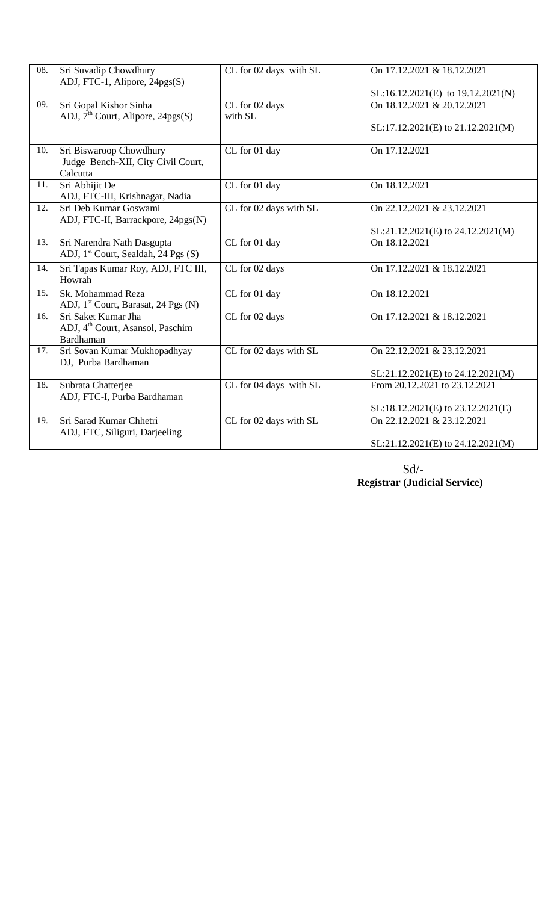| 08. | Sri Suvadip Chowdhury<br>ADJ, FTC-1, Alipore, 24pgs(S) | CL for 02 days with SL | On 17.12.2021 & 18.12.2021<br><br>SL:16.12.2021(E) to 19.12.2021(N) |
|---|---|---|---|
| 09. | Sri Gopal Kishor Sinha<br>ADJ, 7th Court, Alipore, 24pgs(S) | CL for 02 days<br>with SL | On 18.12.2021 & 20.12.2021<br><br>SL:17.12.2021(E) to 21.12.2021(M) |
| 10. | Sri Biswaroop Chowdhury<br>Judge Bench-XII, City Civil Court, Calcutta | CL for 01 day | On 17.12.2021 |
| 11. | Sri Abhijit De<br>ADJ, FTC-III, Krishnagar, Nadia | CL for 01 day | On 18.12.2021 |
| 12. | Sri Deb Kumar Goswami<br>ADJ, FTC-II, Barrackpore, 24pgs(N) | CL for 02 days with SL | On 22.12.2021 & 23.12.2021<br><br>SL:21.12.2021(E) to 24.12.2021(M) |
| 13. | Sri Narendra Nath Dasgupta<br>ADJ, 1st Court, Sealdah, 24 Pgs (S) | CL for 01 day | On 18.12.2021 |
| 14. | Sri Tapas Kumar Roy, ADJ, FTC III, Howrah | CL for 02 days | On 17.12.2021 & 18.12.2021 |
| 15. | Sk. Mohammad Reza<br>ADJ, 1st Court, Barasat, 24 Pgs (N) | CL for 01 day | On 18.12.2021 |
| 16. | Sri Saket Kumar Jha<br>ADJ, 4th Court, Asansol, Paschim Bardhaman | CL for 02 days | On 17.12.2021 & 18.12.2021 |
| 17. | Sri Sovan Kumar Mukhopadhyay<br>DJ, Purba Bardhaman | CL for 02 days with SL | On 22.12.2021 & 23.12.2021<br><br>SL:21.12.2021(E) to 24.12.2021(M) |
| 18. | Subrata Chatterjee<br>ADJ, FTC-I, Purba Bardhaman | CL for 04 days with SL | From 20.12.2021 to 23.12.2021<br><br>SL:18.12.2021(E) to 23.12.2021(E) |
| 19. | Sri Sarad Kumar Chhetri<br>ADJ, FTC, Siliguri, Darjeeling | CL for 02 days with SL | On 22.12.2021 & 23.12.2021<br><br>SL:21.12.2021(E) to 24.12.2021(M) |

Sd/-
**Registrar (Judicial Service)**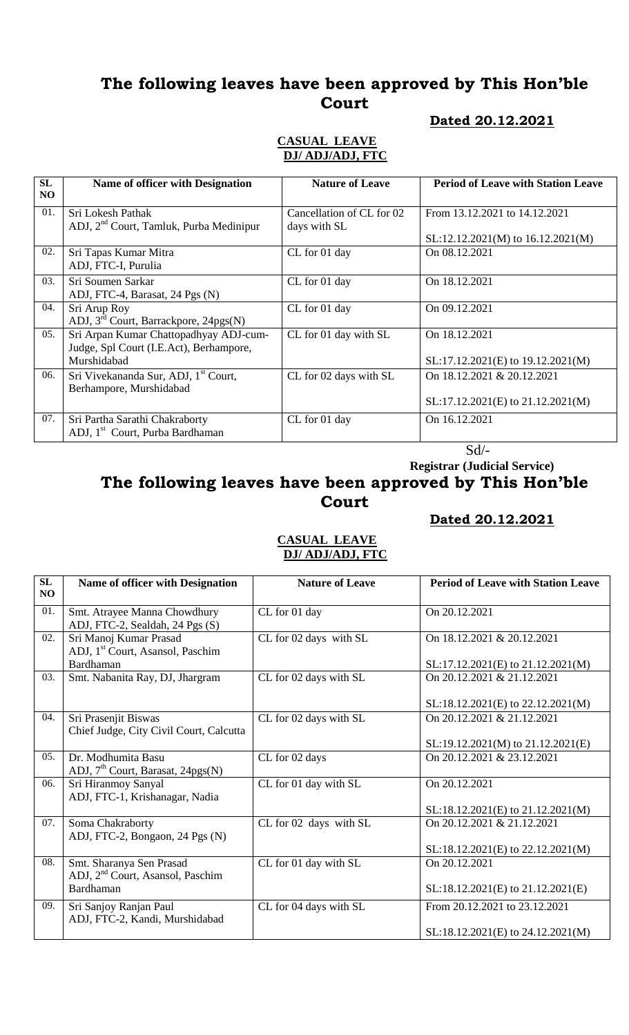# The following leaves have been approved by This Hon'ble Court

**Dated 20.12.2021**

**CASUAL LEAVE**
**DJ/ ADJ/ADJ, FTC**

| SL NO | Name of officer with Designation | Nature of Leave | Period of Leave with Station Leave |
|---|---|---|---|
| 01. | Sri Lokesh Pathak<br>ADJ, 2nd Court, Tamluk, Purba Medinipur | Cancellation of CL for 02 days with SL | From 13.12.2021 to 14.12.2021<br><br>SL:12.12.2021(M) to 16.12.2021(M) |
| 02. | Sri Tapas Kumar Mitra<br>ADJ, FTC-I, Purulia | CL for 01 day | On 08.12.2021 |
| 03. | Sri Soumen Sarkar<br>ADJ, FTC-4, Barasat, 24 Pgs (N) | CL for 01 day | On 18.12.2021 |
| 04. | Sri Arup Roy<br>ADJ, 3rd Court, Barrackpore, 24pgs(N) | CL for 01 day | On 09.12.2021 |
| 05. | Sri Arpan Kumar Chattopadhyay ADJ-cum-Judge, Spl Court (I.E.Act), Berhampore, Murshidabad | CL for 01 day with SL | On 18.12.2021<br><br>SL:17.12.2021(E) to 19.12.2021(M) |
| 06. | Sri Vivekananda Sur, ADJ, 1st Court, Berhampore, Murshidabad | CL for 02 days with SL | On 18.12.2021 & 20.12.2021<br><br>SL:17.12.2021(E) to 21.12.2021(M) |
| 07. | Sri Partha Sarathi Chakraborty<br>ADJ, 1st Court, Purba Bardhaman | CL for 01 day | On 16.12.2021 |

Sd/-
**Registrar (Judicial Service)**

# The following leaves have been approved by This Hon'ble Court

**Dated 20.12.2021**

**CASUAL LEAVE**
**DJ/ ADJ/ADJ, FTC**

| SL NO | Name of officer with Designation | Nature of Leave | Period of Leave with Station Leave |
|---|---|---|---|
| 01. | Smt. Atrayee Manna Chowdhury<br>ADJ, FTC-2, Sealdah, 24 Pgs (S) | CL for 01 day | On 20.12.2021 |
| 02. | Sri Manoj Kumar Prasad<br>ADJ, 1st Court, Asansol, Paschim Bardhaman | CL for 02 days with SL | On 18.12.2021 & 20.12.2021<br><br>SL:17.12.2021(E) to 21.12.2021(M) |
| 03. | Smt. Nabanita Ray, DJ, Jhargram | CL for 02 days with SL | On 20.12.2021 & 21.12.2021<br><br>SL:18.12.2021(E) to 22.12.2021(M) |
| 04. | Sri Prasenjit Biswas<br>Chief Judge, City Civil Court, Calcutta | CL for 02 days with SL | On 20.12.2021 & 21.12.2021<br><br>SL:19.12.2021(M) to 21.12.2021(E) |
| 05. | Dr. Modhumita Basu<br>ADJ, 7th Court, Barasat, 24pgs(N) | CL for 02 days | On 20.12.2021 & 23.12.2021 |
| 06. | Sri Hiranmoy Sanyal<br>ADJ, FTC-1, Krishanagar, Nadia | CL for 01 day with SL | On 20.12.2021<br><br>SL:18.12.2021(E) to 21.12.2021(M) |
| 07. | Soma Chakraborty<br>ADJ, FTC-2, Bongaon, 24 Pgs (N) | CL for 02 days with SL | On 20.12.2021 & 21.12.2021<br><br>SL:18.12.2021(E) to 22.12.2021(M) |
| 08. | Smt. Sharanya Sen Prasad<br>ADJ, 2nd Court, Asansol, Paschim Bardhaman | CL for 01 day with SL | On 20.12.2021<br><br>SL:18.12.2021(E) to 21.12.2021(E) |
| 09. | Sri Sanjoy Ranjan Paul<br>ADJ, FTC-2, Kandi, Murshidabad | CL for 04 days with SL | From 20.12.2021 to 23.12.2021<br><br>SL:18.12.2021(E) to 24.12.2021(M) |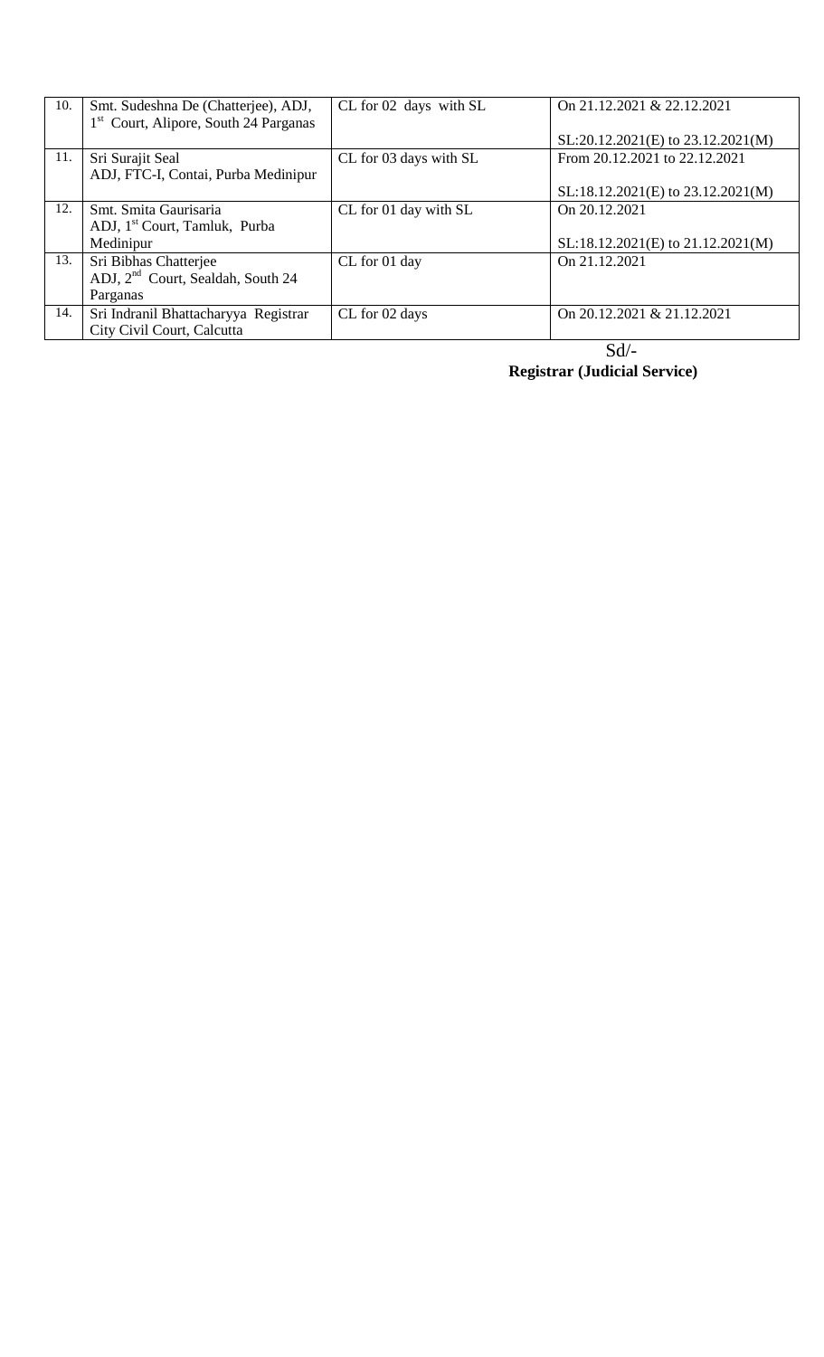| 10. | Smt. Sudeshna De (Chatterjee), ADJ, 1st Court, Alipore, South 24 Parganas | CL for 02 days with SL | On 21.12.2021 & 22.12.2021<br><br>SL:20.12.2021(E) to 23.12.2021(M) |
|---|---|---|---|
| 11. | Sri Surajit Seal<br>ADJ, FTC-I, Contai, Purba Medinipur | CL for 03 days with SL | From 20.12.2021 to 22.12.2021<br><br>SL:18.12.2021(E) to 23.12.2021(M) |
| 12. | Smt. Smita Gaurisaria<br>ADJ, 1st Court, Tamluk, Purba Medinipur | CL for 01 day with SL | On 20.12.2021<br><br>SL:18.12.2021(E) to 21.12.2021(M) |
| 13. | Sri Bibhas Chatterjee<br>ADJ, 2nd Court, Sealdah, South 24 Parganas | CL for 01 day | On 21.12.2021 |
| 14. | Sri Indranil Bhattacharyya Registrar City Civil Court, Calcutta | CL for 02 days | On 20.12.2021 & 21.12.2021 |

Sd/-

**Registrar (Judicial Service)**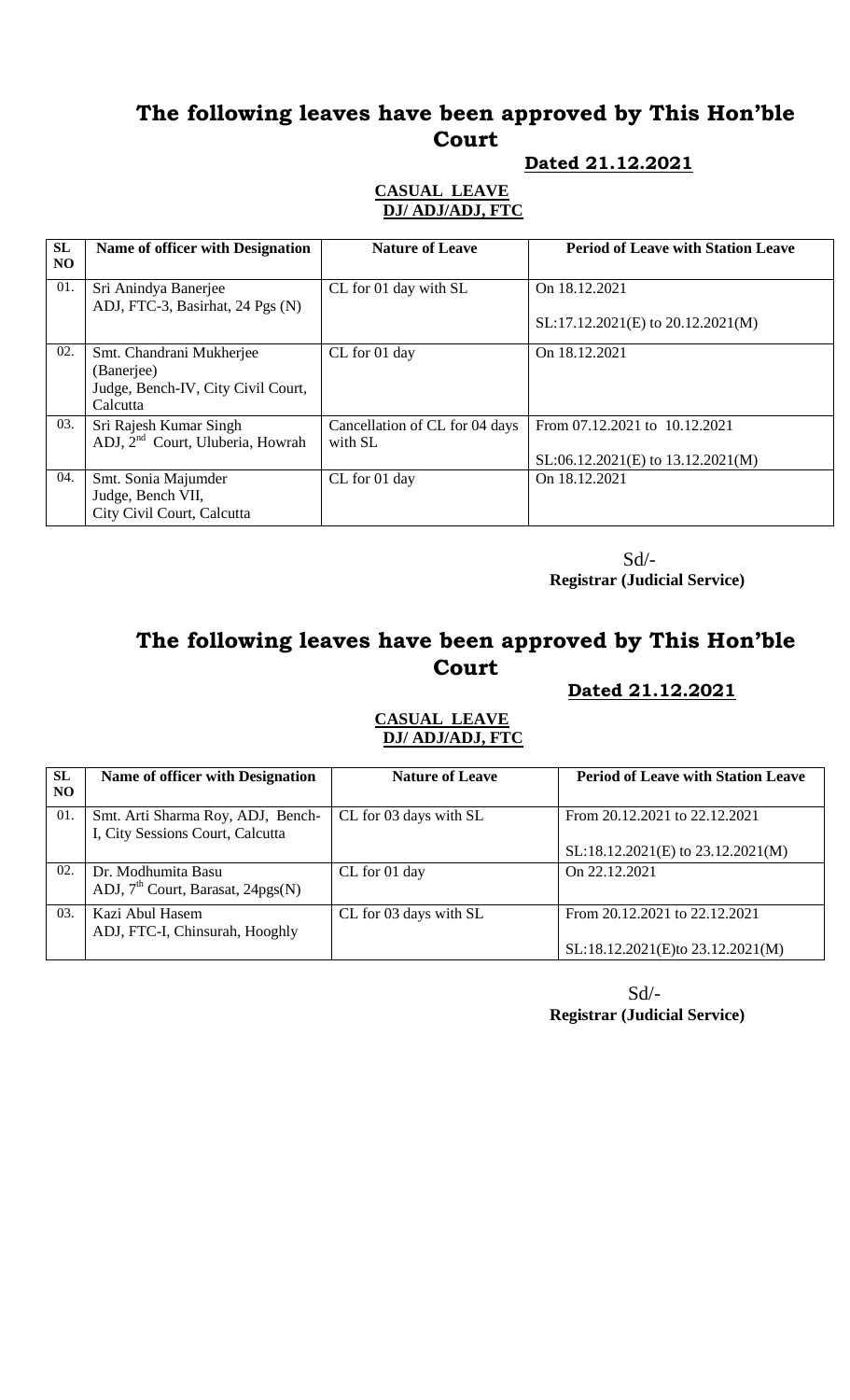# The following leaves have been approved by This Hon'ble Court

**Dated 21.12.2021**

**CASUAL LEAVE**
**DJ/ ADJ/ADJ, FTC**

| SL NO | Name of officer with Designation | Nature of Leave | Period of Leave with Station Leave |
|---|---|---|---|
| 01. | Sri Anindya Banerjee<br>ADJ, FTC-3, Basirhat, 24 Pgs (N) | CL for 01 day with SL | On 18.12.2021<br><br>SL:17.12.2021(E) to 20.12.2021(M) |
| 02. | Smt. Chandrani Mukherjee (Banerjee)<br>Judge, Bench-IV, City Civil Court, Calcutta | CL for 01 day | On 18.12.2021 |
| 03. | Sri Rajesh Kumar Singh<br>ADJ, 2nd Court, Uluberia, Howrah | Cancellation of CL for 04 days with SL | From 07.12.2021 to 10.12.2021<br><br>SL:06.12.2021(E) to 13.12.2021(M) |
| 04. | Smt. Sonia Majumder<br>Judge, Bench VII,<br>City Civil Court, Calcutta | CL for 01 day | On 18.12.2021 |

Sd/-
**Registrar (Judicial Service)**

# The following leaves have been approved by This Hon'ble Court

**Dated 21.12.2021**

**CASUAL LEAVE**
**DJ/ ADJ/ADJ, FTC**

| SL NO | Name of officer with Designation | Nature of Leave | Period of Leave with Station Leave |
|---|---|---|---|
| 01. | Smt. Arti Sharma Roy, ADJ, Bench-I, City Sessions Court, Calcutta | CL for 03 days with SL | From 20.12.2021 to 22.12.2021<br><br>SL:18.12.2021(E) to 23.12.2021(M) |
| 02. | Dr. Modhumita Basu<br>ADJ, 7th Court, Barasat, 24pgs(N) | CL for 01 day | On 22.12.2021 |
| 03. | Kazi Abul Hasem<br>ADJ, FTC-I, Chinsurah, Hooghly | CL for 03 days with SL | From 20.12.2021 to 22.12.2021<br><br>SL:18.12.2021(E)to 23.12.2021(M) |

Sd/-
**Registrar (Judicial Service)**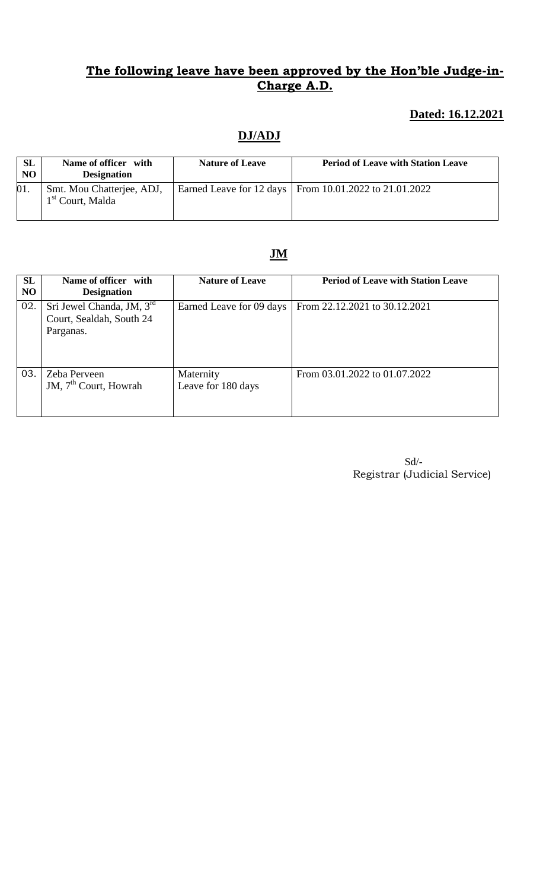## **The following leave have been approved by the Hon'ble Judge-in-Charge A.D.**

**Dated: 16.12.2021**

### **DJ/ADJ**

| SL NO | Name of officer with Designation | Nature of Leave | Period of Leave with Station Leave |
|---|---|---|---|
| 01. | Smt. Mou Chatterjee, ADJ, 1st Court, Malda | Earned Leave for 12 days | From 10.01.2022 to 21.01.2022 |

### **JM**

| SL NO | Name of officer with Designation | Nature of Leave | Period of Leave with Station Leave |
|---|---|---|---|
| 02. | Sri Jewel Chanda, JM, 3rd Court, Sealdah, South 24 Parganas. | Earned Leave for 09 days | From 22.12.2021 to 30.12.2021 |
| 03. | Zeba Perveen JM, 7th Court, Howrah | Maternity Leave for 180 days | From 03.01.2022 to 01.07.2022 |

Sd/-
Registrar (Judicial Service)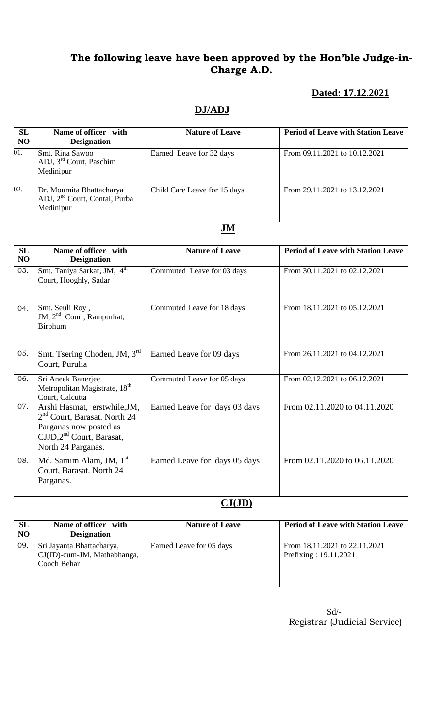## **The following leave have been approved by the Hon'ble Judge-in-Charge A.D.**

**Dated: 17.12.2021**

### **DJ/ADJ**

| SL NO | Name of officer with Designation | Nature of Leave | Period of Leave with Station Leave |
|---|---|---|---|
| 01. | Smt. Rina Sawoo ADJ, 3rd Court, Paschim Medinipur | Earned Leave for 32 days | From 09.11.2021 to 10.12.2021 |
| 02. | Dr. Moumita Bhattacharya ADJ, 2nd Court, Contai, Purba Medinipur | Child Care Leave for 15 days | From 29.11.2021 to 13.12.2021 |

### **JM**

| SL NO | Name of officer with Designation | Nature of Leave | Period of Leave with Station Leave |
|---|---|---|---|
| 03. | Smt. Taniya Sarkar, JM, 4th Court, Hooghly, Sadar | Commuted Leave for 03 days | From 30.11.2021 to 02.12.2021 |
| 04. | Smt. Seuli Roy, JM, 2nd Court, Rampurhat, Birbhum | Commuted Leave for 18 days | From 18.11.2021 to 05.12.2021 |
| 05. | Smt. Tsering Choden, JM, 3rd Court, Purulia | Earned Leave for 09 days | From 26.11.2021 to 04.12.2021 |
| 06. | Sri Aneek Banerjee Metropolitan Magistrate, 18th Court, Calcutta | Commuted Leave for 05 days | From 02.12.2021 to 06.12.2021 |
| 07. | Arshi Hasmat, erstwhile,JM, 2nd Court, Barasat. North 24 Parganas now posted as CJJD,2nd Court, Barasat, North 24 Parganas. | Earned Leave for days 03 days | From 02.11.2020 to 04.11.2020 |
| 08. | Md. Samim Alam, JM, 1st Court, Barasat. North 24 Parganas. | Earned Leave for days 05 days | From 02.11.2020 to 06.11.2020 |

### **CJ(JD)**

| SL NO | Name of officer with Designation | Nature of Leave | Period of Leave with Station Leave |
|---|---|---|---|
| 09. | Sri Jayanta Bhattacharya, CJ(JD)-cum-JM, Mathabhanga, Cooch Behar | Earned Leave for 05 days | From 18.11.2021 to 22.11.2021 Prefixing : 19.11.2021 |

Sd/-
Registrar (Judicial Service)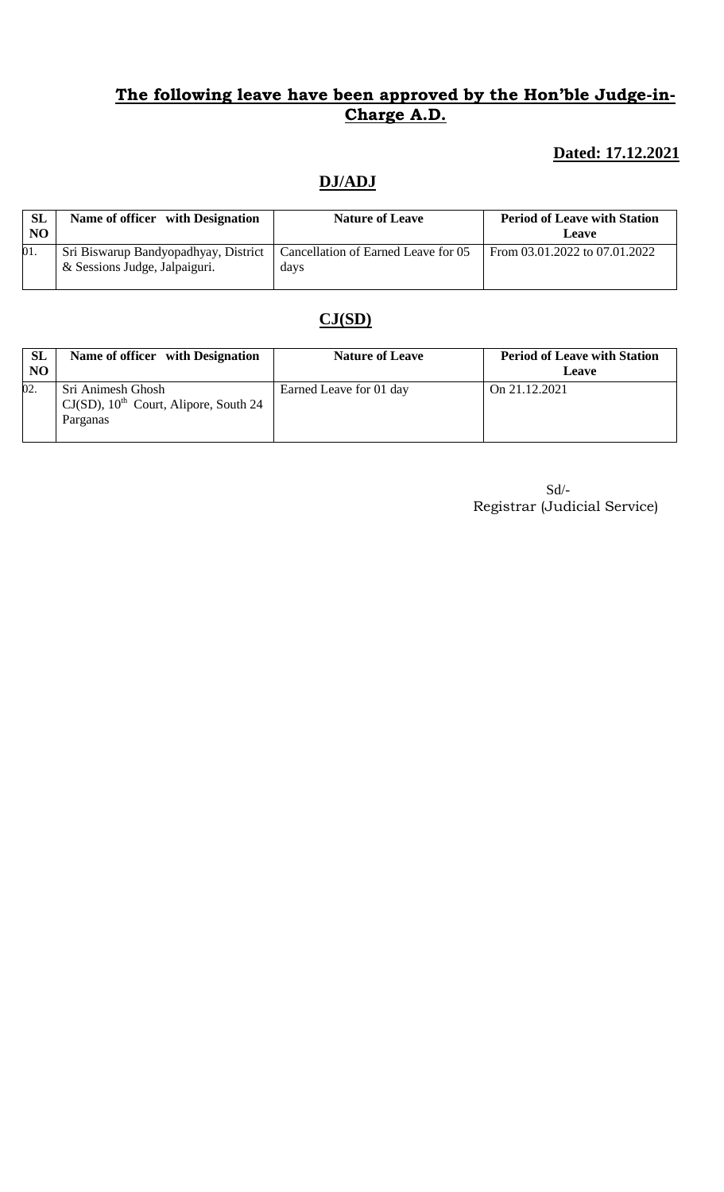## The following leave have been approved by the Hon'ble Judge-in-Charge A.D.

**Dated: 17.12.2021**

### DJ/ADJ

| SL NO | Name of officer with Designation | Nature of Leave | Period of Leave with Station Leave |
|---|---|---|---|
| 01. | Sri Biswarup Bandyopadhyay, District & Sessions Judge, Jalpaiguri. | Cancellation of Earned Leave for 05 days | From 03.01.2022 to 07.01.2022 |

### CJ(SD)

| SL NO | Name of officer with Designation | Nature of Leave | Period of Leave with Station Leave |
|---|---|---|---|
| 02. | Sri Animesh Ghosh CJ(SD), 10th Court, Alipore, South 24 Parganas | Earned Leave for 01 day | On 21.12.2021 |

Sd/-
Registrar (Judicial Service)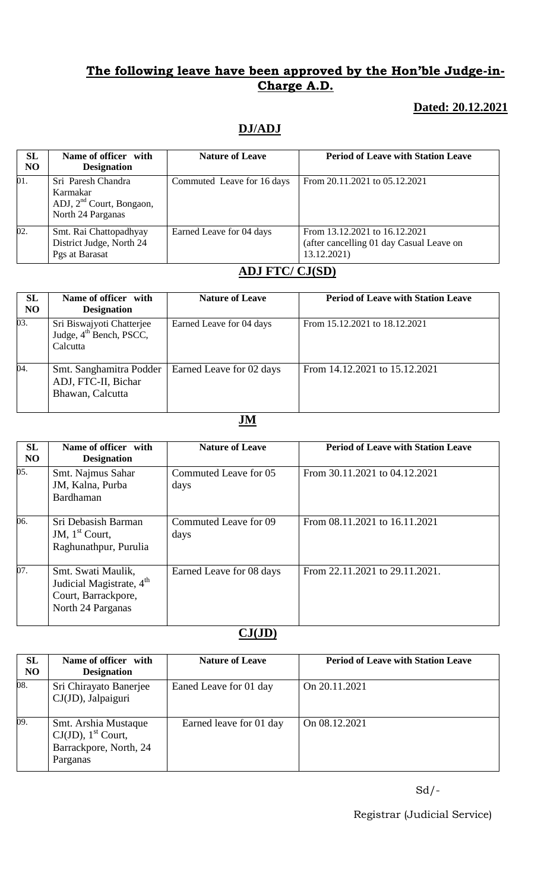## The following leave have been approved by the Hon'ble Judge-in-Charge A.D.

**Dated: 20.12.2021**

### DJ/ADJ

| SL NO | Name of officer with Designation | Nature of Leave | Period of Leave with Station Leave |
|---|---|---|---|
| 01. | Sri Paresh Chandra Karmakar ADJ, 2nd Court, Bongaon, North 24 Parganas | Commuted Leave for 16 days | From 20.11.2021 to 05.12.2021 |
| 02. | Smt. Rai Chattopadhyay District Judge, North 24 Pgs at Barasat | Earned Leave for 04 days | From 13.12.2021 to 16.12.2021 (after cancelling 01 day Casual Leave on 13.12.2021) |

### ADJ FTC/ CJ(SD)

| SL NO | Name of officer with Designation | Nature of Leave | Period of Leave with Station Leave |
|---|---|---|---|
| 03. | Sri Biswajyoti Chatterjee Judge, 4th Bench, PSCC, Calcutta | Earned Leave for 04 days | From 15.12.2021 to 18.12.2021 |
| 04. | Smt. Sanghamitra Podder ADJ, FTC-II, Bichar Bhawan, Calcutta | Earned Leave for 02 days | From 14.12.2021 to 15.12.2021 |

### JM

| SL NO | Name of officer with Designation | Nature of Leave | Period of Leave with Station Leave |
|---|---|---|---|
| 05. | Smt. Najmus Sahar JM, Kalna, Purba Bardhaman | Commuted Leave for 05 days | From 30.11.2021 to 04.12.2021 |
| 06. | Sri Debasish Barman JM, 1st Court, Raghunathpur, Purulia | Commuted Leave for 09 days | From 08.11.2021 to 16.11.2021 |
| 07. | Smt. Swati Maulik, Judicial Magistrate, 4th Court, Barrackpore, North 24 Parganas | Earned Leave for 08 days | From 22.11.2021 to 29.11.2021. |

### CJ(JD)

| SL NO | Name of officer with Designation | Nature of Leave | Period of Leave with Station Leave |
|---|---|---|---|
| 08. | Sri Chirayato Banerjee CJ(JD), Jalpaiguri | Eaned Leave for 01 day | On 20.11.2021 |
| 09. | Smt. Arshia Mustaque CJ(JD), 1st Court, Barrackpore, North, 24 Parganas | Earned leave for 01 day | On 08.12.2021 |

Sd/-

Registrar (Judicial Service)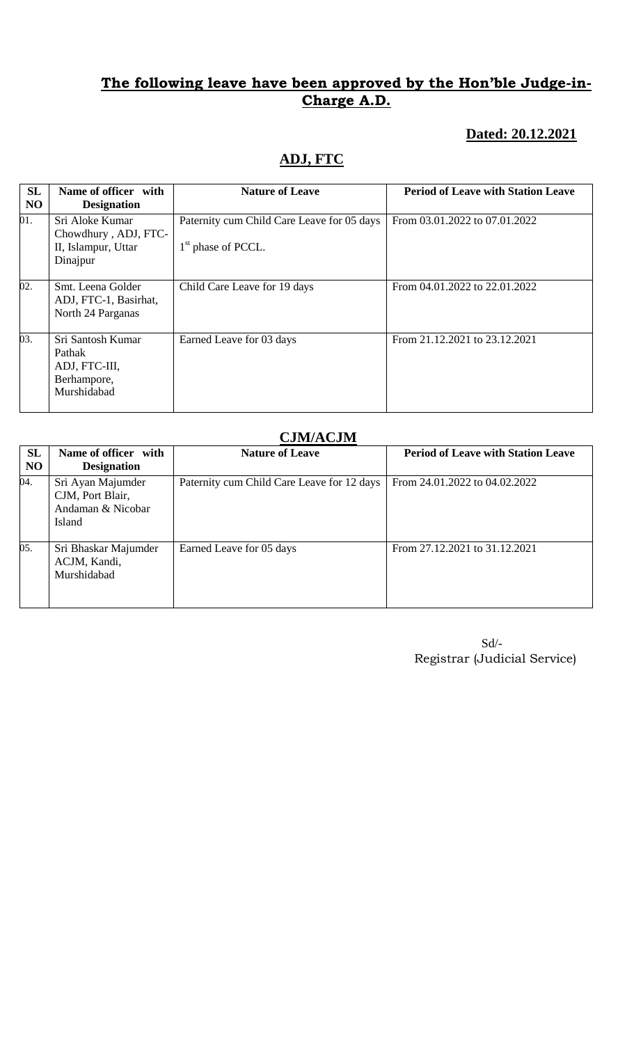## **The following leave have been approved by the Hon'ble Judge-in-Charge A.D.**

**Dated: 20.12.2021**

## **ADJ, FTC**

| SL NO | Name of officer with Designation | Nature of Leave | Period of Leave with Station Leave |
|---|---|---|---|
| 01. | Sri Aloke Kumar Chowdhury , ADJ, FTC-II, Islampur, Uttar Dinajpur | Paternity cum Child Care Leave for 05 days 1st phase of PCCL. | From 03.01.2022 to 07.01.2022 |
| 02. | Smt. Leena Golder ADJ, FTC-1, Basirhat, North 24 Parganas | Child Care Leave for 19 days | From 04.01.2022 to 22.01.2022 |
| 03. | Sri Santosh Kumar Pathak ADJ, FTC-III, Berhampore, Murshidabad | Earned Leave for 03 days | From 21.12.2021 to 23.12.2021 |

## **CJM/ACJM**

| SL NO | Name of officer with Designation | Nature of Leave | Period of Leave with Station Leave |
|---|---|---|---|
| 04. | Sri Ayan Majumder CJM, Port Blair, Andaman & Nicobar Island | Paternity cum Child Care Leave for 12 days | From 24.01.2022 to 04.02.2022 |
| 05. | Sri Bhaskar Majumder ACJM, Kandi, Murshidabad | Earned Leave for 05 days | From 27.12.2021 to 31.12.2021 |

Sd/-
Registrar (Judicial Service)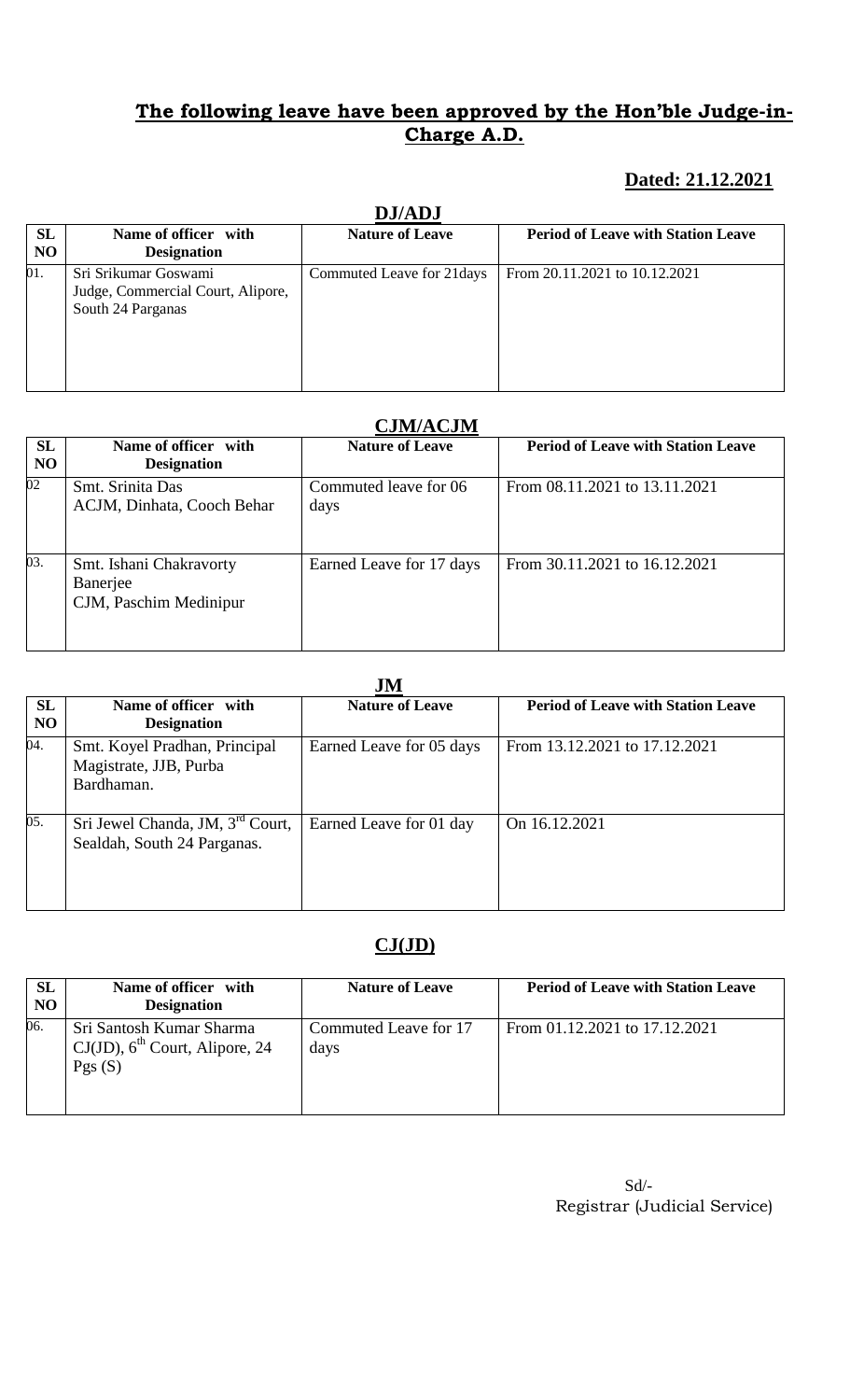## The following leave have been approved by the Hon'ble Judge-in-Charge A.D.

**Dated: 21.12.2021**

### DJ/ADJ

| SL NO | Name of officer with Designation | Nature of Leave | Period of Leave with Station Leave |
|---|---|---|---|
| 01. | Sri Srikumar Goswami Judge, Commercial Court, Alipore, South 24 Parganas | Commuted Leave for 21days | From 20.11.2021 to 10.12.2021 |

### CJM/ACJM

| SL NO | Name of officer with Designation | Nature of Leave | Period of Leave with Station Leave |
|---|---|---|---|
| 02 | Smt. Srinita Das ACJM, Dinhata, Cooch Behar | Commuted leave for 06 days | From 08.11.2021 to 13.11.2021 |
| 03. | Smt. Ishani Chakravorty Banerjee CJM, Paschim Medinipur | Earned Leave for 17 days | From 30.11.2021 to 16.12.2021 |

### JM

| SL NO | Name of officer with Designation | Nature of Leave | Period of Leave with Station Leave |
|---|---|---|---|
| 04. | Smt. Koyel Pradhan, Principal Magistrate, JJB, Purba Bardhaman. | Earned Leave for 05 days | From 13.12.2021 to 17.12.2021 |
| 05. | Sri Jewel Chanda, JM, 3rd Court, Sealdah, South 24 Parganas. | Earned Leave for 01 day | On 16.12.2021 |

### CJ(JD)

| SL NO | Name of officer with Designation | Nature of Leave | Period of Leave with Station Leave |
|---|---|---|---|
| 06. | Sri Santosh Kumar Sharma CJ(JD), 6th Court, Alipore, 24 Pgs (S) | Commuted Leave for 17 days | From 01.12.2021 to 17.12.2021 |

Sd/-
Registrar (Judicial Service)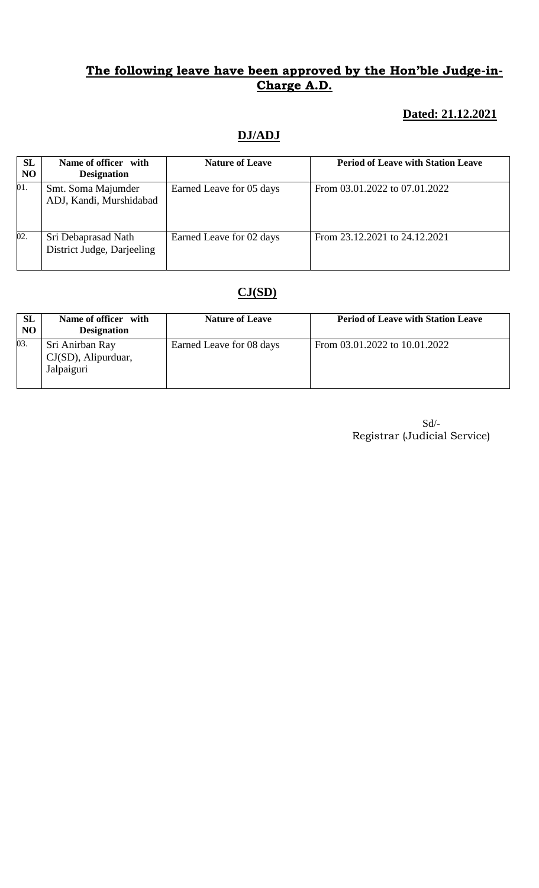## **The following leave have been approved by the Hon'ble Judge-in-Charge A.D.**

**Dated: 21.12.2021**

### **DJ/ADJ**

| SL NO | Name of officer with Designation | Nature of Leave | Period of Leave with Station Leave |
|---|---|---|---|
| 01. | Smt. Soma Majumder ADJ, Kandi, Murshidabad | Earned Leave for 05 days | From 03.01.2022 to 07.01.2022 |
| 02. | Sri Debaprasad Nath District Judge, Darjeeling | Earned Leave for 02 days | From 23.12.2021 to 24.12.2021 |

### **CJ(SD)**

| SL NO | Name of officer with Designation | Nature of Leave | Period of Leave with Station Leave |
|---|---|---|---|
| 03. | Sri Anirban Ray CJ(SD), Alipurduar, Jalpaiguri | Earned Leave for 08 days | From 03.01.2022 to 10.01.2022 |

Sd/-
Registrar (Judicial Service)